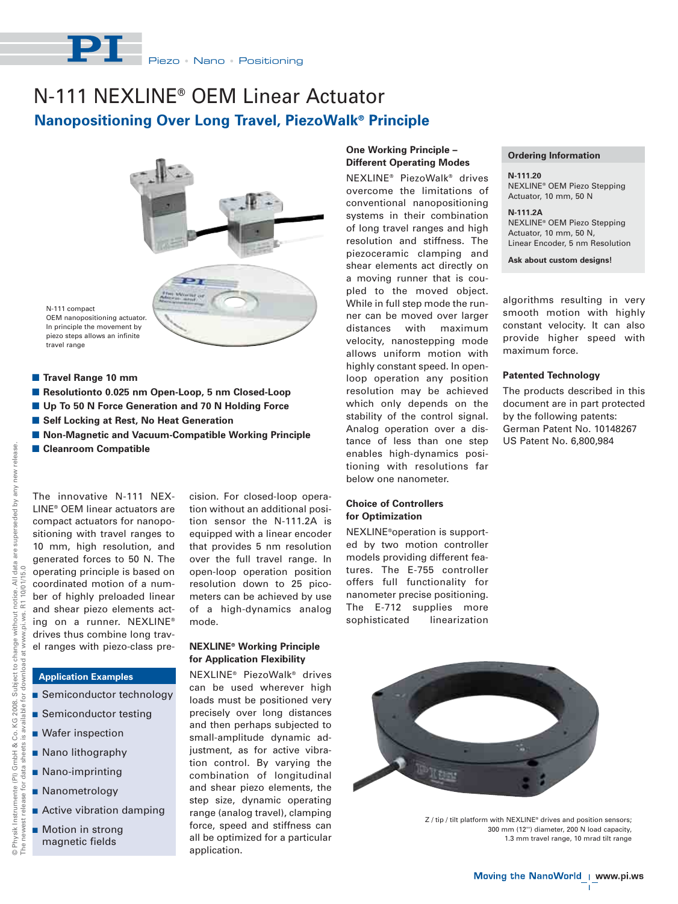# N-111 NEXLINE® OEM Linear Actuator

## Nanopositioning Over Long Travel, PiezoWalk® Principle

N-111 compact OEM nanopositioning actuator. In principle the movement by piezo steps allows an infinite travel range

- **Travel Range 10 mm**
- **Resolutionto 0.025 nm Open-Loop, 5 nm Closed-Loop**
- **Up To 50 N Force Generation and 70 N Holding Force**
- **Self Locking at Rest, No Heat Generation**
- **Non-Magnetic and Vacuum-Compatible Working Principle**
- **Cleanroom Compatible**

The innovative N-111 NEXLINE® OEM linear actuators are compact actuators for nanopositioning with travel ranges to 10 mm, high resolution, and generated forces to 50 N. The operating principle is based on coordinated motion of a number of highly preloaded linear and shear piezo elements acting on a runner. NEXLINE® drives thus combine long travel ranges with piezo-class precision. For closed-loop operation without an additional position sensor the N-111.2A is equipped with a linear encoder that provides 5 nm resolution over the full travel range. In open-loop operation position resolution down to 25 picometers can be achieved by use of a high-dynamics analog mode.

### Application Examples

- Semiconductor technology
- Semiconductor testing
- Wafer inspection
- Nano lithography
- Nano-imprinting
- Nanometrology
- Active vibration damping
- Motion in strong magnetic fields

### NEXLINE® Working Principle for Application Flexibility

NEXLINE® PiezoWalk® drives can be used wherever high loads must be positioned very precisely over long distances and then perhaps subjected to small-amplitude dynamic adjustment, as for active vibration control. By varying the combination of longitudinal and shear piezo elements, the step size, dynamic operating range (analog travel), clamping force, speed and stiffness can all be optimized for a particular application.

### One Working Principle – Different Operating Modes

NEXLINE® PiezoWalk® drives overcome the limitations of conventional nanopositioning systems in their combination of long travel ranges and high resolution and stiffness. The piezoceramic clamping and shear elements act directly on a moving runner that is coupled to the moved object. While in full step mode the runner can be moved over larger distances with maximum velocity, nanostepping mode allows uniform motion with highly constant speed. In open-loop operation any position resolution may be achieved which only depends on the stability of the control signal. Analog operation over a distance of less than one step enables high-dynamics positioning with resolutions far below one nanometer.

### Choice of Controllers for Optimization

NEXLINE®operation is supported by two motion controller models providing different features. The E-755 controller offers full functionality for nanometer precise positioning. The E-712 supplies more sophisticated linearization algorithms resulting in very smooth motion with highly constant velocity. It can also provide higher speed with maximum force.

### Ordering Information

**N-111.20**
NEXLINE® OEM Piezo Stepping Actuator, 10 mm, 50 N

**N-111.2A**
NEXLINE® OEM Piezo Stepping Actuator, 10 mm, 50 N, Linear Encoder, 5 nm Resolution

**Ask about custom designs!**

### Patented Technology

The products described in this document are in part protected by the following patents:
German Patent No. 10148267
US Patent No. 6,800,984

Z / tip / tilt platform with NEXLINE® drives and position sensors; 300 mm (12'') diameter, 200 N load capacity, 1.3 mm travel range, 10 mrad tilt range

© Physik Instrumente (PI) GmbH & Co. KG 2008. Subject to change without notice. All data are superseded by any new release. The newest release for data sheets is available for download at www.pi.ws. R1 10/01/15.0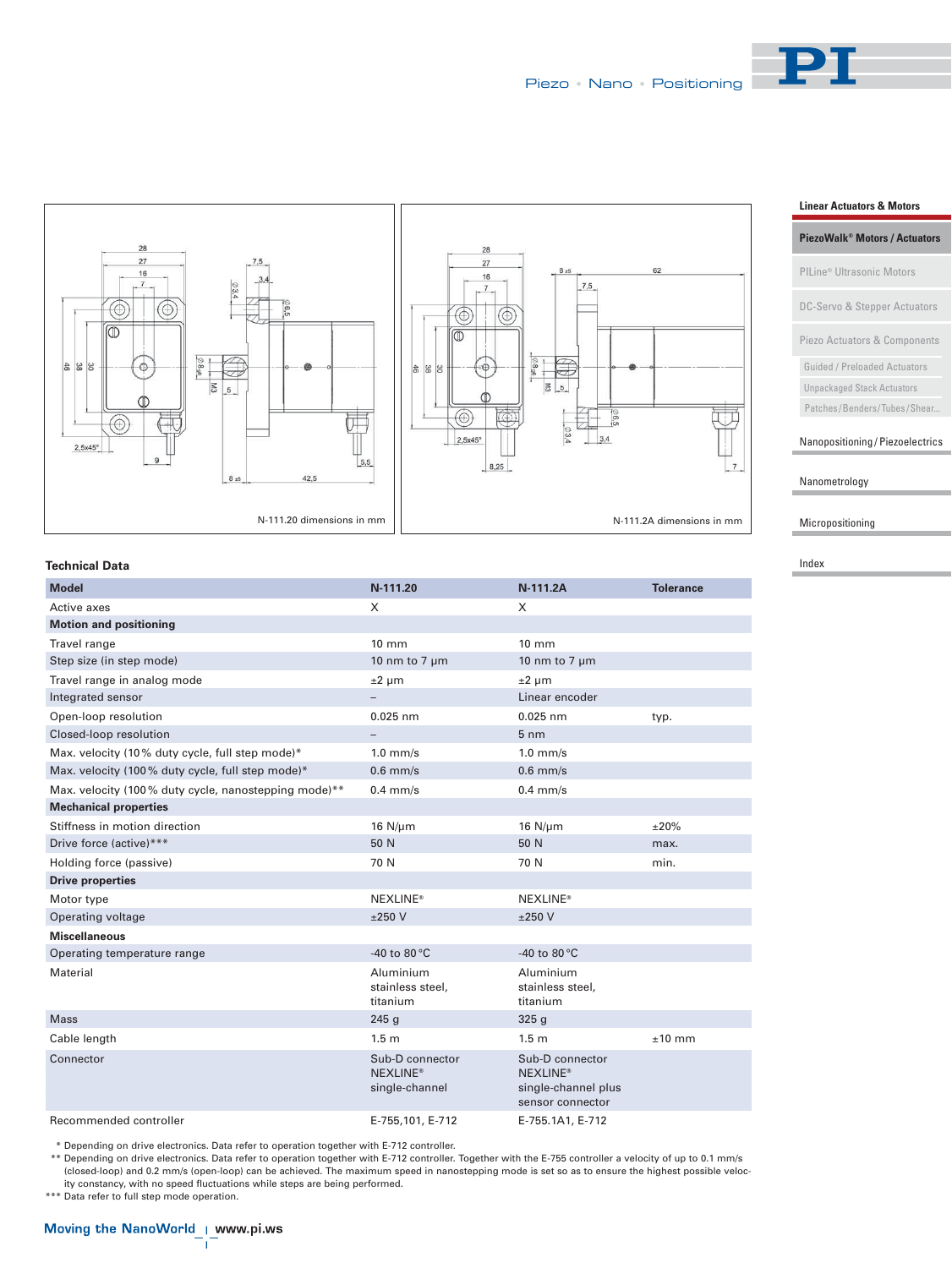N-111.20 dimensions in mm

N-111.2A dimensions in mm

### Technical Data

| Model | N-111.20 | N-111.2A | Tolerance |
|---|---|---|---|
| Active axes | X | X | |
| **Motion and positioning** | | | |
| Travel range | 10 mm | 10 mm | |
| Step size (in step mode) | 10 nm to 7 µm | 10 nm to 7 µm | |
| Travel range in analog mode | ±2 µm | ±2 µm | |
| Integrated sensor | – | Linear encoder | |
| Open-loop resolution | 0.025 nm | 0.025 nm | typ. |
| Closed-loop resolution | – | 5 nm | |
| Max. velocity (10 % duty cycle, full step mode)* | 1.0 mm/s | 1.0 mm/s | |
| Max. velocity (100 % duty cycle, full step mode)* | 0.6 mm/s | 0.6 mm/s | |
| Max. velocity (100 % duty cycle, nanostepping mode)** | 0.4 mm/s | 0.4 mm/s | |
| **Mechanical properties** | | | |
| Stiffness in motion direction | 16 N/µm | 16 N/µm | ±20% |
| Drive force (active)*** | 50 N | 50 N | max. |
| Holding force (passive) | 70 N | 70 N | min. |
| **Drive properties** | | | |
| Motor type | NEXLINE® | NEXLINE® | |
| Operating voltage | ±250 V | ±250 V | |
| **Miscellaneous** | | | |
| Operating temperature range | -40 to 80 °C | -40 to 80 °C | |
| Material | Aluminium stainless steel, titanium | Aluminium stainless steel, titanium | |
| Mass | 245 g | 325 g | |
| Cable length | 1.5 m | 1.5 m | ±10 mm |
| Connector | Sub-D connector NEXLINE® single-channel | Sub-D connector NEXLINE® single-channel plus sensor connector | |
| Recommended controller | E-755,101, E-712 | E-755.1A1, E-712 | |

* Depending on drive electronics. Data refer to operation together with E-712 controller.

** Depending on drive electronics. Data refer to operation together with E-712 controller. Together with the E-755 controller a velocity of up to 0.1 mm/s (closed-loop) and 0.2 mm/s (open-loop) can be achieved. The maximum speed in nanostepping mode is set so as to ensure the highest possible velocity constancy, with no speed fluctuations while steps are being performed.

*** Data refer to full step mode operation.